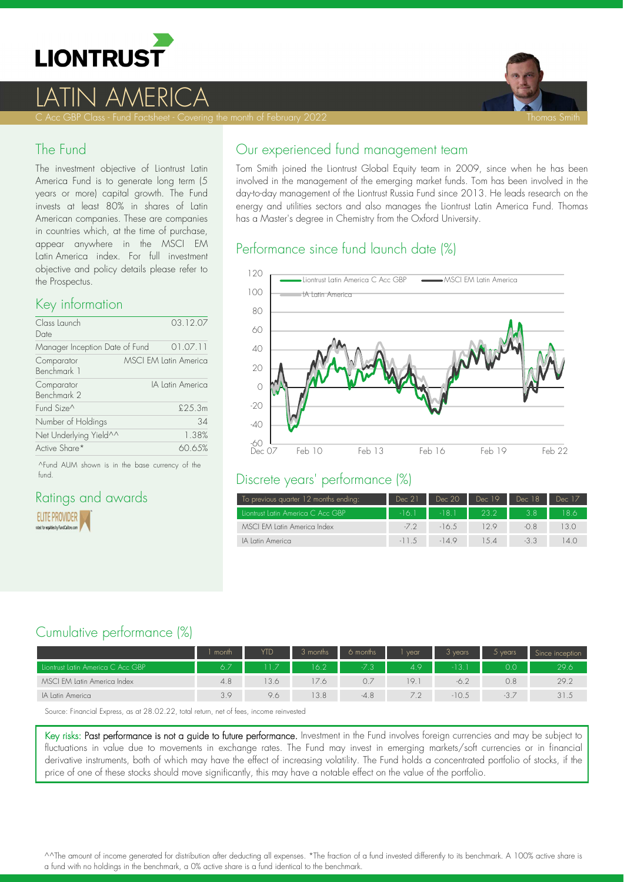# LIONTRUST

# LATIN AMERICA

C Acc GBP Class - Fund Factsheet - Covering the month of February 2022

Thomas Smith

## The Fund

The investment objective of Liontrust Latin America Fund is to generate long term (5 years or more) capital growth. The Fund invests at least 80% in shares of Latin American companies. These are companies in countries which, at the time of purchase, appear anywhere in the MSCI EM Latin America index. For full investment objective and policy details please refer to the Prospectus.

## Key information

| | |
|---|---|
| Class Launch Date | 03.12.07 |
| Manager Inception Date of Fund | 01.07.11 |
| Comparator Benchmark 1 | MSCI EM Latin America |
| Comparator Benchmark 2 | IA Latin America |
| Fund Size^ | £25.3m |
| Number of Holdings | 34 |
| Net Underlying Yield^^ | 1.38% |
| Active Share* | 60.65% |

^Fund AUM shown is in the base currency of the fund.

## Ratings and awards

ELITE PROVIDER rated for equities by FundCalibre.com

## Our experienced fund management team

Tom Smith joined the Liontrust Global Equity team in 2009, since when he has been involved in the management of the emerging market funds. Tom has been involved in the day-to-day management of the Liontrust Russia Fund since 2013. He leads research on the energy and utilities sectors and also manages the Liontrust Latin America Fund. Thomas has a Master's degree in Chemistry from the Oxford University.

## Performance since fund launch date (%)

Liontrust Latin America C Acc GBP — MSCI EM Latin America — IA Latin America

## Discrete years' performance (%)

| To previous quarter 12 months ending: | Dec 21 | Dec 20 | Dec 19 | Dec 18 | Dec 17 |
|---|---|---|---|---|---|
| Liontrust Latin America C Acc GBP | -16.1 | -18.1 | 23.2 | 3.8 | 18.6 |
| MSCI EM Latin America Index | -7.2 | -16.5 | 12.9 | -0.8 | 13.0 |
| IA Latin America | -11.5 | -14.9 | 15.4 | -3.3 | 14.0 |

## Cumulative performance (%)

| | 1 month | YTD | 3 months | 6 months | 1 year | 3 years | 5 years | Since inception |
|---|---|---|---|---|---|---|---|---|
| Liontrust Latin America C Acc GBP | 6.7 | 11.7 | 16.2 | -7.3 | 4.9 | -13.1 | 0.0 | 29.6 |
| MSCI EM Latin America Index | 4.8 | 13.6 | 17.6 | 0.7 | 19.1 | -6.2 | 0.8 | 29.2 |
| IA Latin America | 3.9 | 9.6 | 13.8 | -4.8 | 7.2 | -10.5 | -3.7 | 31.5 |

Source: Financial Express, as at 28.02.22, total return, net of fees, income reinvested

Key risks: **Past performance is not a guide to future performance.** Investment in the Fund involves foreign currencies and may be subject to fluctuations in value due to movements in exchange rates. The Fund may invest in emerging markets/soft currencies or in financial derivative instruments, both of which may have the effect of increasing volatility. The Fund holds a concentrated portfolio of stocks, if the price of one of these stocks should move significantly, this may have a notable effect on the value of the portfolio.

^^The amount of income generated for distribution after deducting all expenses. *The fraction of a fund invested differently to its benchmark. A 100% active share is a fund with no holdings in the benchmark, a 0% active share is a fund identical to the benchmark.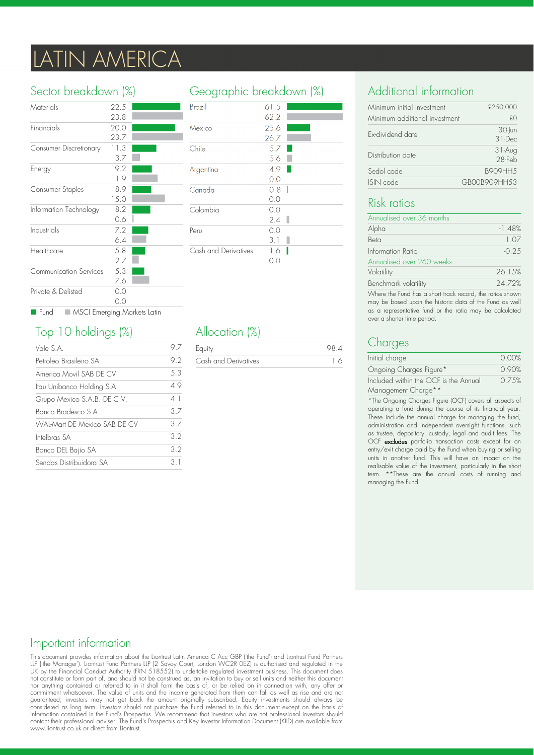# LATIN AMERICA

## Sector breakdown (%)

| | Fund | MSCI Emerging Markets Latin |
|---|---|---|
| Materials | 22.5 | 23.8 |
| Financials | 20.0 | 23.7 |
| Consumer Discretionary | 11.3 | 3.7 |
| Energy | 9.2 | 11.9 |
| Consumer Staples | 8.9 | 15.0 |
| Information Technology | 8.2 | 0.6 |
| Industrials | 7.2 | 6.4 |
| Healthcare | 5.8 | 2.7 |
| Communication Services | 5.3 | 7.6 |
| Private & Delisted | 0.0 | 0.0 |

■ Fund ■ MSCI Emerging Markets Latin

## Geographic breakdown (%)

| | Fund | MSCI Emerging Markets Latin |
|---|---|---|
| Brazil | 61.5 | 62.2 |
| Mexico | 25.6 | 26.7 |
| Chile | 5.7 | 5.6 |
| Argentina | 4.9 | 0.0 |
| Canada | 0.8 | 0.0 |
| Colombia | 0.0 | 2.4 |
| Peru | 0.0 | 3.1 |
| Cash and Derivatives | 1.6 | 0.0 |

## Top 10 holdings (%)

| | |
|---|---|
| Vale S.A. | 9.7 |
| Petroleo Brasileiro SA | 9.2 |
| America Movil SAB DE CV | 5.3 |
| Itau Unibanco Holding S.A. | 4.9 |
| Grupo Mexico S.A.B. DE C.V. | 4.1 |
| Banco Bradesco S.A. | 3.7 |
| WAL-Mart DE Mexico SAB DE CV | 3.7 |
| Intelbras SA | 3.2 |
| Banco DEL Bajio SA | 3.2 |
| Sendas Distribuidora SA | 3.1 |

## Allocation (%)

| | |
|---|---|
| Equity | 98.4 |
| Cash and Derivatives | 1.6 |

## Additional information

| | |
|---|---|
| Minimum initial investment | £250,000 |
| Minimum additional investment | £0 |
| Ex-dividend date | 30-Jun<br>31-Dec |
| Distribution date | 31-Aug<br>28-Feb |
| Sedol code | B909HH5 |
| ISIN code | GB00B909HH53 |

## Risk ratios

| | |
|---|---|
| *Annualised over 36 months* | |
| Alpha | -1.48% |
| Beta | 1.07 |
| Information Ratio | -0.25 |
| *Annualised over 260 weeks* | |
| Volatility | 26.15% |
| Benchmark volatility | 24.72% |

Where the Fund has a short track record, the ratios shown may be based upon the historic data of the Fund as well as a representative fund or the ratio may be calculated over a shorter time period.

## Charges

| | |
|---|---|
| Initial charge | 0.00% |
| Ongoing Charges Figure* | 0.90% |
| Included within the OCF is the Annual Management Charge** | 0.75% |

*The Ongoing Charges Figure (OCF) covers all aspects of operating a fund during the course of its financial year. These include the annual charge for managing the fund, administration and independent oversight functions, such as trustee, depository, custody, legal and audit fees. The OCF **excludes** portfolio transaction costs except for an entry/exit charge paid by the Fund when buying or selling units in another fund. This will have an impact on the realisable value of the investment, particularly in the short term. **These are the annual costs of running and managing the Fund.

## Important information

This document provides information about the Liontrust Latin America C Acc GBP ('the Fund') and Liontrust Fund Partners LLP ('the Manager'). Liontrust Fund Partners LLP (2 Savoy Court, London WC2R 0EZ) is authorised and regulated in the UK by the Financial Conduct Authority (FRN 518552) to undertake regulated investment business. This document does not constitute or form part of, and should not be construed as, an invitation to buy or sell units and neither this document nor anything contained or referred to in it shall form the basis of, or be relied on in connection with, any offer or commitment whatsoever. The value of units and the income generated from them can fall as well as rise and are not guaranteed; investors may not get back the amount originally subscribed. Equity investments should always be considered as long term. Investors should not purchase the Fund referred to in this document except on the basis of information contained in the Fund's Prospectus. We recommend that investors who are not professional investors should contact their professional adviser. The Fund's Prospectus and Key Investor Information Document (KIID) are available from www.liontrust.co.uk or direct from Liontrust.